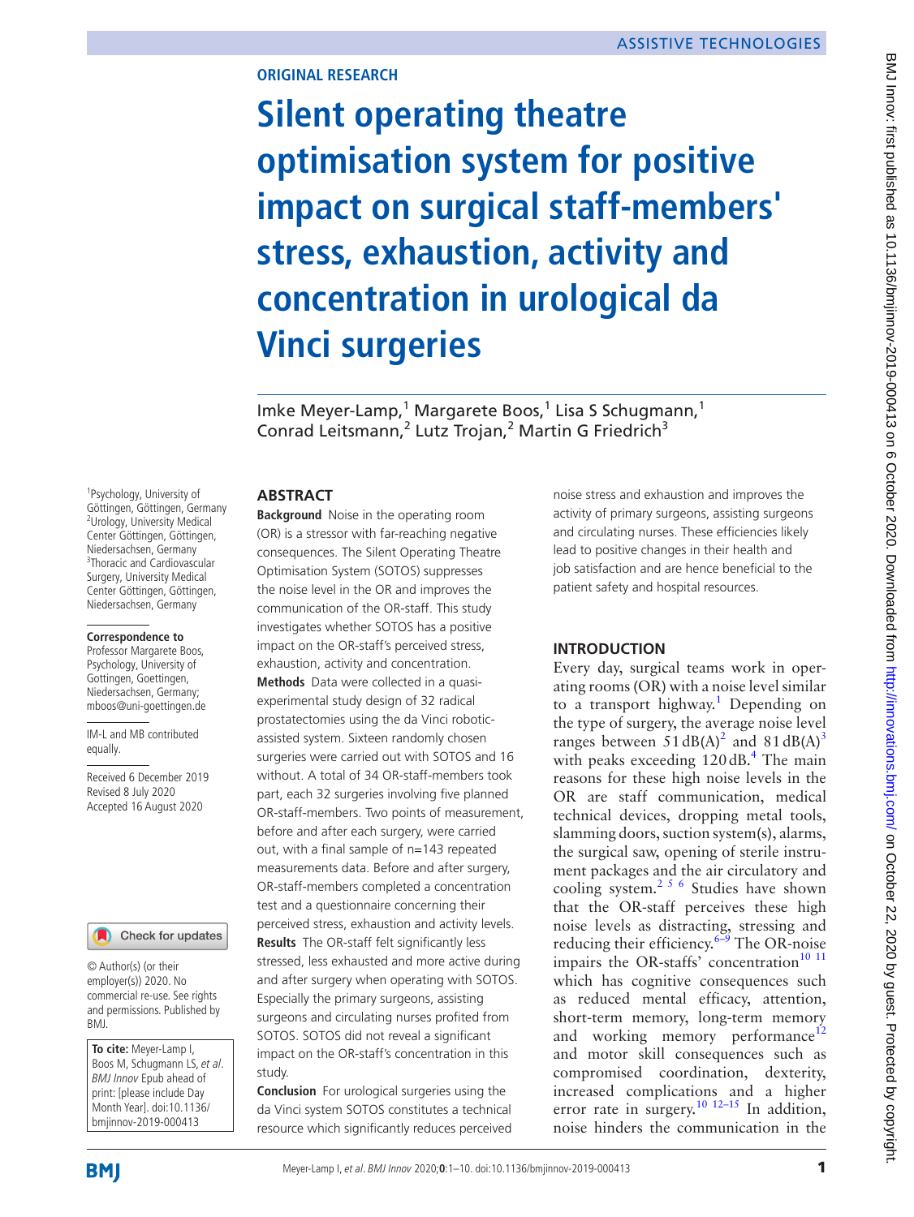ASSISTIVE TECHNOLOGIES

ORIGINAL RESEARCH

# Silent operating theatre optimisation system for positive impact on surgical staff-members' stress, exhaustion, activity and concentration in urological da Vinci surgeries

Imke Meyer-Lamp,[1] Margarete Boos,[1] Lisa S Schugmann,[1] Conrad Leitsmann,[2] Lutz Trojan,[2] Martin G Friedrich[3]

[1]Psychology, University of Göttingen, Göttingen, Germany
[2]Urology, University Medical Center Göttingen, Göttingen, Niedersachsen, Germany
[3]Thoracic and Cardiovascular Surgery, University Medical Center Göttingen, Göttingen, Niedersachsen, Germany

**Correspondence to**
Professor Margarete Boos, Psychology, University of Gottingen, Goettingen, Niedersachsen, Germany; mboos@uni-goettingen.de

IM-L and MB contributed equally.

Received 6 December 2019
Revised 8 July 2020
Accepted 16 August 2020

© Author(s) (or their employer(s)) 2020. No commercial re-use. See rights and permissions. Published by BMJ.

**To cite:** Meyer-Lamp I, Boos M, Schugmann LS, *et al*. *BMJ Innov* Epub ahead of print: [please include Day Month Year]. doi:10.1136/bmjinnov-2019-000413

## ABSTRACT

**Background** Noise in the operating room (OR) is a stressor with far-reaching negative consequences. The Silent Operating Theatre Optimisation System (SOTOS) suppresses the noise level in the OR and improves the communication of the OR-staff. This study investigates whether SOTOS has a positive impact on the OR-staff's perceived stress, exhaustion, activity and concentration.

**Methods** Data were collected in a quasi-experimental study design of 32 radical prostatectomies using the da Vinci robotic-assisted system. Sixteen randomly chosen surgeries were carried out with SOTOS and 16 without. A total of 34 OR-staff-members took part, each 32 surgeries involving five planned OR-staff-members. Two points of measurement, before and after each surgery, were carried out, with a final sample of n=143 repeated measurements data. Before and after surgery, OR-staff-members completed a concentration test and a questionnaire concerning their perceived stress, exhaustion and activity levels.

**Results** The OR-staff felt significantly less stressed, less exhausted and more active during and after surgery when operating with SOTOS. Especially the primary surgeons, assisting surgeons and circulating nurses profited from SOTOS. SOTOS did not reveal a significant impact on the OR-staff's concentration in this study.

**Conclusion** For urological surgeries using the da Vinci system SOTOS constitutes a technical resource which significantly reduces perceived noise stress and exhaustion and improves the activity of primary surgeons, assisting surgeons and circulating nurses. These efficiencies likely lead to positive changes in their health and job satisfaction and are hence beneficial to the patient safety and hospital resources.

## INTRODUCTION

Every day, surgical teams work in operating rooms (OR) with a noise level similar to a transport highway.[1] Depending on the type of surgery, the average noise level ranges between 51 dB(A)[2] and 81 dB(A)[3] with peaks exceeding 120 dB.[4] The main reasons for these high noise levels in the OR are staff communication, medical technical devices, dropping metal tools, slamming doors, suction system(s), alarms, the surgical saw, opening of sterile instrument packages and the air circulatory and cooling system.[2,5,6] Studies have shown that the OR-staff perceives these high noise levels as distracting, stressing and reducing their efficiency.[6–9] The OR-noise impairs the OR-staffs' concentration[10,11] which has cognitive consequences such as reduced mental efficacy, attention, short-term memory, long-term memory and working memory performance[12] and motor skill consequences such as compromised coordination, dexterity, increased complications and a higher error rate in surgery.[10,12–15] In addition, noise hinders the communication in the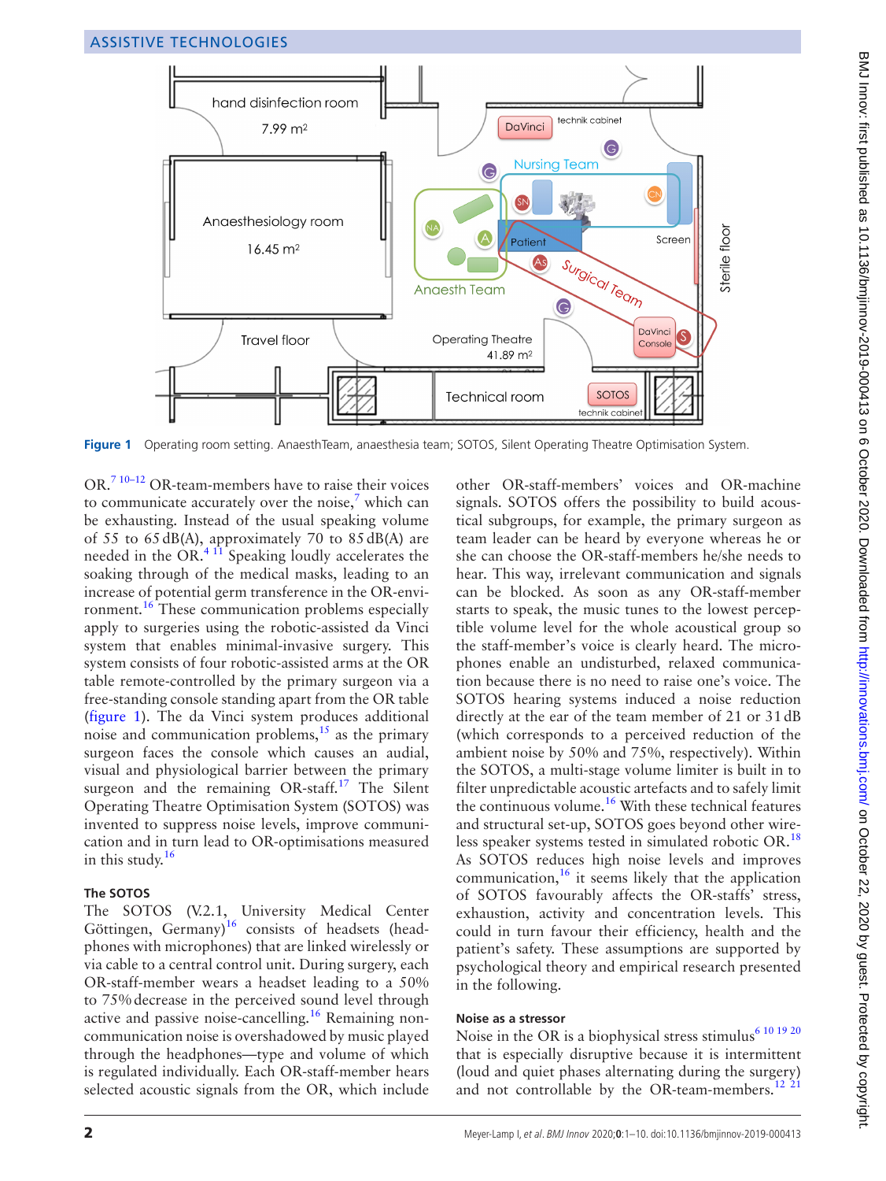Figure 1 Operating room setting. AnaesthTeam, anaesthesia team; SOTOS, Silent Operating Theatre Optimisation System.

OR.[7 10–12] OR-team-members have to raise their voices to communicate accurately over the noise,[7] which can be exhausting. Instead of the usual speaking volume of 55 to 65 dB(A), approximately 70 to 85 dB(A) are needed in the OR.[4 11] Speaking loudly accelerates the soaking through of the medical masks, leading to an increase of potential germ transference in the OR-environment.[16] These communication problems especially apply to surgeries using the robotic-assisted da Vinci system that enables minimal-invasive surgery. This system consists of four robotic-assisted arms at the OR table remote-controlled by the primary surgeon via a free-standing console standing apart from the OR table (figure 1). The da Vinci system produces additional noise and communication problems,[15] as the primary surgeon faces the console which causes an audial, visual and physiological barrier between the primary surgeon and the remaining OR-staff.[17] The Silent Operating Theatre Optimisation System (SOTOS) was invented to suppress noise levels, improve communication and in turn lead to OR-optimisations measured in this study.[16]

### The SOTOS

The SOTOS (V.2.1, University Medical Center Göttingen, Germany)[16] consists of headsets (headphones with microphones) that are linked wirelessly or via cable to a central control unit. During surgery, each OR-staff-member wears a headset leading to a 50% to 75% decrease in the perceived sound level through active and passive noise-cancelling.[16] Remaining non-communication noise is overshadowed by music played through the headphones—type and volume of which is regulated individually. Each OR-staff-member hears selected acoustic signals from the OR, which include other OR-staff-members' voices and OR-machine signals. SOTOS offers the possibility to build acoustical subgroups, for example, the primary surgeon as team leader can be heard by everyone whereas he or she can choose the OR-staff-members he/she needs to hear. This way, irrelevant communication and signals can be blocked. As soon as any OR-staff-member starts to speak, the music tunes to the lowest perceptible volume level for the whole acoustical group so the staff-member's voice is clearly heard. The microphones enable an undisturbed, relaxed communication because there is no need to raise one's voice. The SOTOS hearing systems induced a noise reduction directly at the ear of the team member of 21 or 31 dB (which corresponds to a perceived reduction of the ambient noise by 50% and 75%, respectively). Within the SOTOS, a multi-stage volume limiter is built in to filter unpredictable acoustic artefacts and to safely limit the continuous volume.[16] With these technical features and structural set-up, SOTOS goes beyond other wireless speaker systems tested in simulated robotic OR.[18] As SOTOS reduces high noise levels and improves communication,[16] it seems likely that the application of SOTOS favourably affects the OR-staffs' stress, exhaustion, activity and concentration levels. This could in turn favour their efficiency, health and the patient's safety. These assumptions are supported by psychological theory and empirical research presented in the following.

### Noise as a stressor

Noise in the OR is a biophysical stress stimulus[6 10 19 20] that is especially disruptive because it is intermittent (loud and quiet phases alternating during the surgery) and not controllable by the OR-team-members.[12 21]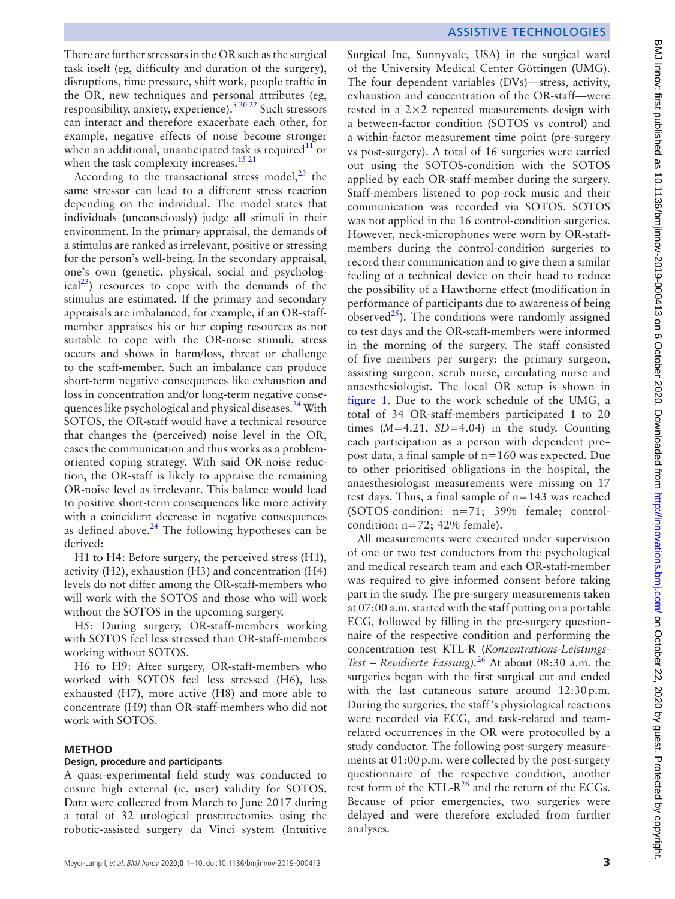There are further stressors in the OR such as the surgical task itself (eg, difficulty and duration of the surgery), disruptions, time pressure, shift work, people traffic in the OR, new techniques and personal attributes (eg, responsibility, anxiety, experience).[5 20 22] Such stressors can interact and therefore exacerbate each other, for example, negative effects of noise become stronger when an additional, unanticipated task is required[11] or when the task complexity increases.[15 21]

According to the transactional stress model,[23] the same stressor can lead to a different stress reaction depending on the individual. The model states that individuals (unconsciously) judge all stimuli in their environment. In the primary appraisal, the demands of a stimulus are ranked as irrelevant, positive or stressing for the person's well-being. In the secondary appraisal, one's own (genetic, physical, social and psychological[23]) resources to cope with the demands of the stimulus are estimated. If the primary and secondary appraisals are imbalanced, for example, if an OR-staff-member appraises his or her coping resources as not suitable to cope with the OR-noise stimuli, stress occurs and shows in harm/loss, threat or challenge to the staff-member. Such an imbalance can produce short-term negative consequences like exhaustion and loss in concentration and/or long-term negative consequences like psychological and physical diseases.[24] With SOTOS, the OR-staff would have a technical resource that changes the (perceived) noise level in the OR, eases the communication and thus works as a problem-oriented coping strategy. With said OR-noise reduction, the OR-staff is likely to appraise the remaining OR-noise level as irrelevant. This balance would lead to positive short-term consequences like more activity with a coincident decrease in negative consequences as defined above.[24] The following hypotheses can be derived:

H1 to H4: Before surgery, the perceived stress (H1), activity (H2), exhaustion (H3) and concentration (H4) levels do not differ among the OR-staff-members who will work with the SOTOS and those who will work without the SOTOS in the upcoming surgery.

H5: During surgery, OR-staff-members working with SOTOS feel less stressed than OR-staff-members working without SOTOS.

H6 to H9: After surgery, OR-staff-members who worked with SOTOS feel less stressed (H6), less exhausted (H7), more active (H8) and more able to concentrate (H9) than OR-staff-members who did not work with SOTOS.

## METHOD

### Design, procedure and participants

A quasi-experimental field study was conducted to ensure high external (ie, user) validity for SOTOS. Data were collected from March to June 2017 during a total of 32 urological prostatectomies using the robotic-assisted surgery da Vinci system (Intuitive Surgical Inc, Sunnyvale, USA) in the surgical ward of the University Medical Center Göttingen (UMG). The four dependent variables (DVs)—stress, activity, exhaustion and concentration of the OR-staff—were tested in a 2×2 repeated measurements design with a between-factor condition (SOTOS vs control) and a within-factor measurement time point (pre-surgery vs post-surgery). A total of 16 surgeries were carried out using the SOTOS-condition with the SOTOS applied by each OR-staff-member during the surgery. Staff-members listened to pop-rock music and their communication was recorded via SOTOS. SOTOS was not applied in the 16 control-condition surgeries. However, neck-microphones were worn by OR-staff-members during the control-condition surgeries to record their communication and to give them a similar feeling of a technical device on their head to reduce the possibility of a Hawthorne effect (modification in performance of participants due to awareness of being observed[25]). The conditions were randomly assigned to test days and the OR-staff-members were informed in the morning of the surgery. The staff consisted of five members per surgery: the primary surgeon, assisting surgeon, scrub nurse, circulating nurse and anaesthesiologist. The local OR setup is shown in figure 1. Due to the work schedule of the UMG, a total of 34 OR-staff-members participated 1 to 20 times ($M$=4.21, $SD$=4.04) in the study. Counting each participation as a person with dependent pre–post data, a final sample of n=160 was expected. Due to other prioritised obligations in the hospital, the anaesthesiologist measurements were missing on 17 test days. Thus, a final sample of n=143 was reached (SOTOS-condition: n=71; 39% female; control-condition: n=72; 42% female).

All measurements were executed under supervision of one or two test conductors from the psychological and medical research team and each OR-staff-member was required to give informed consent before taking part in the study. The pre-surgery measurements taken at 07:00 a.m. started with the staff putting on a portable ECG, followed by filling in the pre-surgery questionnaire of the respective condition and performing the concentration test KTL-R (*Konzentrations-Leistungs-Test – Revidierte Fassung).*[26] At about 08:30 a.m. the surgeries began with the first surgical cut and ended with the last cutaneous suture around 12:30 p.m. During the surgeries, the staff's physiological reactions were recorded via ECG, and task-related and team-related occurrences in the OR were protocolled by a study conductor. The following post-surgery measurements at 01:00 p.m. were collected by the post-surgery questionnaire of the respective condition, another test form of the KTL-R[26] and the return of the ECGs. Because of prior emergencies, two surgeries were delayed and were therefore excluded from further analyses.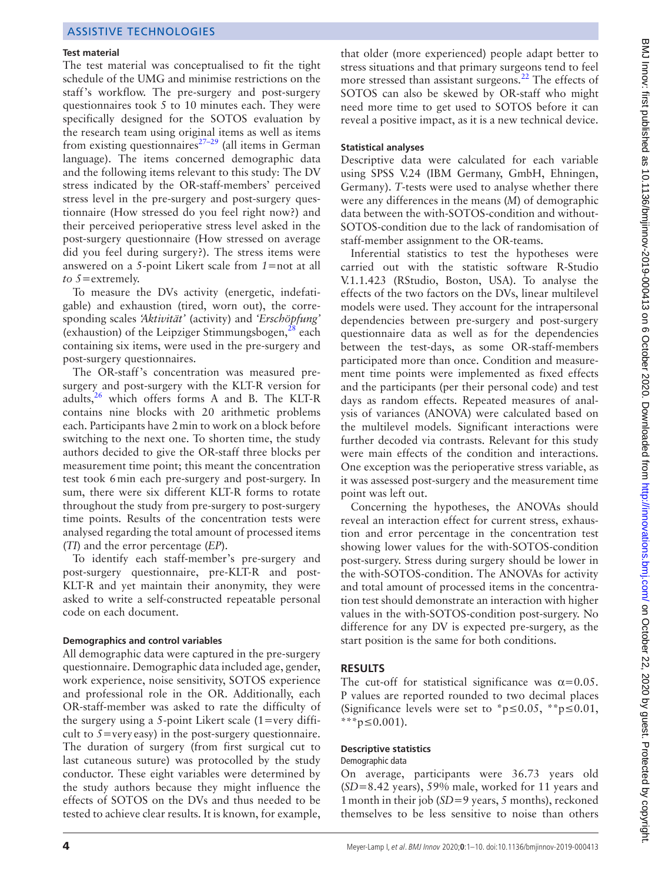#### Test material

The test material was conceptualised to fit the tight schedule of the UMG and minimise restrictions on the staff's workflow. The pre-surgery and post-surgery questionnaires took 5 to 10 minutes each. They were specifically designed for the SOTOS evaluation by the research team using original items as well as items from existing questionnaires[27–29] (all items in German language). The items concerned demographic data and the following items relevant to this study: The DV stress indicated by the OR-staff-members' perceived stress level in the pre-surgery and post-surgery questionnaire (How stressed do you feel right now?) and their perceived perioperative stress level asked in the post-surgery questionnaire (How stressed on average did you feel during surgery?). The stress items were answered on a 5-point Likert scale from *1*=not at all *to 5*=extremely.

To measure the DVs activity (energetic, indefatigable) and exhaustion (tired, worn out), the corresponding scales *'Aktivität'* (activity) and *'Erschöpfung'* (exhaustion) of the Leipziger Stimmungsbogen,[28] each containing six items, were used in the pre-surgery and post-surgery questionnaires.

The OR-staff's concentration was measured pre-surgery and post-surgery with the KLT-R version for adults,[26] which offers forms A and B. The KLT-R contains nine blocks with 20 arithmetic problems each. Participants have 2 min to work on a block before switching to the next one. To shorten time, the study authors decided to give the OR-staff three blocks per measurement time point; this meant the concentration test took 6 min each pre-surgery and post-surgery. In sum, there were six different KLT-R forms to rotate throughout the study from pre-surgery to post-surgery time points. Results of the concentration tests were analysed regarding the total amount of processed items (*TI*) and the error percentage (*EP*).

To identify each staff-member's pre-surgery and post-surgery questionnaire, pre-KLT-R and post-KLT-R and yet maintain their anonymity, they were asked to write a self-constructed repeatable personal code on each document.

#### Demographics and control variables

All demographic data were captured in the pre-surgery questionnaire. Demographic data included age, gender, work experience, noise sensitivity, SOTOS experience and professional role in the OR. Additionally, each OR-staff-member was asked to rate the difficulty of the surgery using a 5-point Likert scale (1=very difficult to *5*=very easy) in the post-surgery questionnaire. The duration of surgery (from first surgical cut to last cutaneous suture) was protocolled by the study conductor. These eight variables were determined by the study authors because they might influence the effects of SOTOS on the DVs and thus needed to be tested to achieve clear results. It is known, for example, that older (more experienced) people adapt better to stress situations and that primary surgeons tend to feel more stressed than assistant surgeons.[22] The effects of SOTOS can also be skewed by OR-staff who might need more time to get used to SOTOS before it can reveal a positive impact, as it is a new technical device.

#### Statistical analyses

Descriptive data were calculated for each variable using SPSS V.24 (IBM Germany, GmbH, Ehningen, Germany). *T*-tests were used to analyse whether there were any differences in the means (*M*) of demographic data between the with-SOTOS-condition and without-SOTOS-condition due to the lack of randomisation of staff-member assignment to the OR-teams.

Inferential statistics to test the hypotheses were carried out with the statistic software R-Studio V.1.1.423 (RStudio, Boston, USA). To analyse the effects of the two factors on the DVs, linear multilevel models were used. They account for the intrapersonal dependencies between pre-surgery and post-surgery questionnaire data as well as for the dependencies between the test-days, as some OR-staff-members participated more than once. Condition and measurement time points were implemented as fixed effects and the participants (per their personal code) and test days as random effects. Repeated measures of analysis of variances (ANOVA) were calculated based on the multilevel models. Significant interactions were further decoded via contrasts. Relevant for this study were main effects of the condition and interactions. One exception was the perioperative stress variable, as it was assessed post-surgery and the measurement time point was left out.

Concerning the hypotheses, the ANOVAs should reveal an interaction effect for current stress, exhaustion and error percentage in the concentration test showing lower values for the with-SOTOS-condition post-surgery. Stress during surgery should be lower in the with-SOTOS-condition. The ANOVAs for activity and total amount of processed items in the concentration test should demonstrate an interaction with higher values in the with-SOTOS-condition post-surgery. No difference for any DV is expected pre-surgery, as the start position is the same for both conditions.

## RESULTS

The cut-off for statistical significance was $\alpha=0.05$. P values are reported rounded to two decimal places (Significance levels were set to $^{*}p\leq0.05$, $^{**}p\leq0.01$, $^{***}p\leq0.001$).

#### Descriptive statistics

Demographic data

On average, participants were 36.73 years old (*SD*=8.42 years), 59% male, worked for 11 years and 1 month in their job (*SD*=9 years, 5 months), reckoned themselves to be less sensitive to noise than others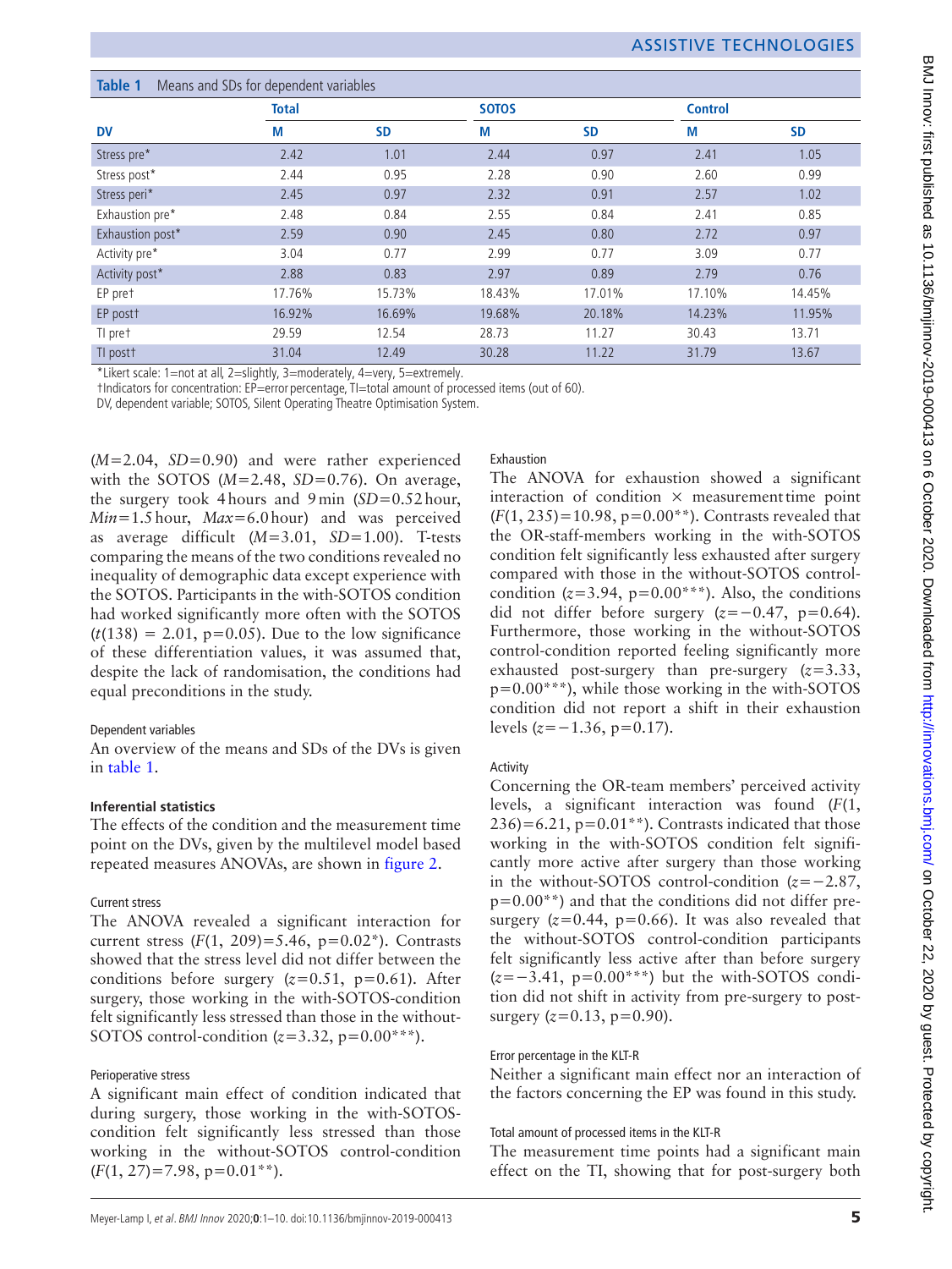**Table 1** Means and SDs for dependent variables

| DV | Total | | SOTOS | | Control | |
|---|---|---|---|---|---|---|
| | M | SD | M | SD | M | SD |
| Stress pre* | 2.42 | 1.01 | 2.44 | 0.97 | 2.41 | 1.05 |
| Stress post* | 2.44 | 0.95 | 2.28 | 0.90 | 2.60 | 0.99 |
| Stress peri* | 2.45 | 0.97 | 2.32 | 0.91 | 2.57 | 1.02 |
| Exhaustion pre* | 2.48 | 0.84 | 2.55 | 0.84 | 2.41 | 0.85 |
| Exhaustion post* | 2.59 | 0.90 | 2.45 | 0.80 | 2.72 | 0.97 |
| Activity pre* | 3.04 | 0.77 | 2.99 | 0.77 | 3.09 | 0.77 |
| Activity post* | 2.88 | 0.83 | 2.97 | 0.89 | 2.79 | 0.76 |
| EP pre† | 17.76% | 15.73% | 18.43% | 17.01% | 17.10% | 14.45% |
| EP post† | 16.92% | 16.69% | 19.68% | 20.18% | 14.23% | 11.95% |
| TI pre† | 29.59 | 12.54 | 28.73 | 11.27 | 30.43 | 13.71 |
| TI post† | 31.04 | 12.49 | 30.28 | 11.22 | 31.79 | 13.67 |

*Likert scale: 1=not at all, 2=slightly, 3=moderately, 4=very, 5=extremely.
†Indicators for concentration: EP=error percentage, TI=total amount of processed items (out of 60).
DV, dependent variable; SOTOS, Silent Operating Theatre Optimisation System.

($M$=2.04, $SD$=0.90) and were rather experienced with the SOTOS ($M$=2.48, $SD$=0.76). On average, the surgery took 4 hours and 9 min ($SD$=0.52 hour, $Min$=1.5 hour, $Max$=6.0 hour) and was perceived as average difficult ($M$=3.01, $SD$=1.00). T-tests comparing the means of the two conditions revealed no inequality of demographic data except experience with the SOTOS. Participants in the with-SOTOS condition had worked significantly more often with the SOTOS ($t(138)$ = 2.01, p=0.05). Due to the low significance of these differentiation values, it was assumed that, despite the lack of randomisation, the conditions had equal preconditions in the study.

### Dependent variables

An overview of the means and SDs of the DVs is given in table 1.

## Inferential statistics

The effects of the condition and the measurement time point on the DVs, given by the multilevel model based repeated measures ANOVAs, are shown in figure 2.

### Current stress

The ANOVA revealed a significant interaction for current stress ($F(1, 209)$=5.46, p=0.02*). Contrasts showed that the stress level did not differ between the conditions before surgery ($z$=0.51, p=0.61). After surgery, those working in the with-SOTOS-condition felt significantly less stressed than those in the without-SOTOS control-condition ($z$=3.32, p=0.00***).

### Perioperative stress

A significant main effect of condition indicated that during surgery, those working in the with-SOTOS-condition felt significantly less stressed than those working in the without-SOTOS control-condition ($F(1, 27)$=7.98, p=0.01**).

### Exhaustion

The ANOVA for exhaustion showed a significant interaction of condition × measurement time point ($F(1, 235)$=10.98, p=0.00**). Contrasts revealed that the OR-staff-members working in the with-SOTOS condition felt significantly less exhausted after surgery compared with those in the without-SOTOS control-condition ($z$=3.94, p=0.00***). Also, the conditions did not differ before surgery ($z$=−0.47, p=0.64). Furthermore, those working in the without-SOTOS control-condition reported feeling significantly more exhausted post-surgery than pre-surgery ($z$=3.33, p=0.00***), while those working in the with-SOTOS condition did not report a shift in their exhaustion levels ($z$=−1.36, p=0.17).

### Activity

Concerning the OR-team members' perceived activity levels, a significant interaction was found ($F(1, 236)$=6.21, p=0.01**). Contrasts indicated that those working in the with-SOTOS condition felt significantly more active after surgery than those working in the without-SOTOS control-condition ($z$=−2.87, p=0.00**) and that the conditions did not differ pre-surgery ($z$=0.44, p=0.66). It was also revealed that the without-SOTOS control-condition participants felt significantly less active after than before surgery ($z$=−3.41, p=0.00***) but the with-SOTOS condition did not shift in activity from pre-surgery to post-surgery ($z$=0.13, p=0.90).

### Error percentage in the KLT-R

Neither a significant main effect nor an interaction of the factors concerning the EP was found in this study.

### Total amount of processed items in the KLT-R

The measurement time points had a significant main effect on the TI, showing that for post-surgery both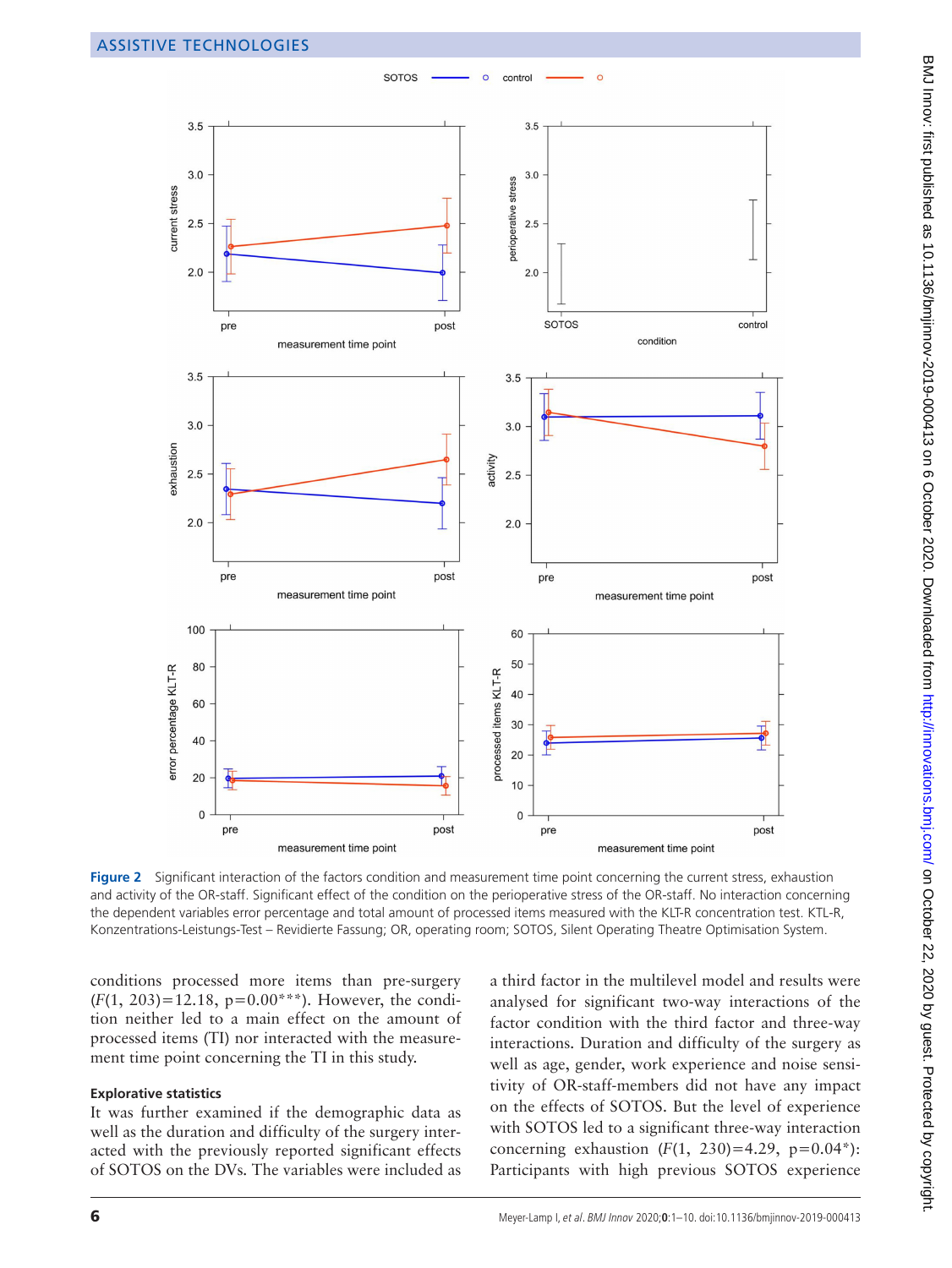Figure 2 Significant interaction of the factors condition and measurement time point concerning the current stress, exhaustion and activity of the OR-staff. Significant effect of the condition on the perioperative stress of the OR-staff. No interaction concerning the dependent variables error percentage and total amount of processed items measured with the KLT-R concentration test. KTL-R, Konzentrations-Leistungs-Test – Revidierte Fassung; OR, operating room; SOTOS, Silent Operating Theatre Optimisation System.

conditions processed more items than pre-surgery ($F(1, 203)=12.18$, $p=0.00$***). However, the condition neither led to a main effect on the amount of processed items (TI) nor interacted with the measurement time point concerning the TI in this study.

### Explorative statistics

It was further examined if the demographic data as well as the duration and difficulty of the surgery interacted with the previously reported significant effects of SOTOS on the DVs. The variables were included as a third factor in the multilevel model and results were analysed for significant two-way interactions of the factor condition with the third factor and three-way interactions. Duration and difficulty of the surgery as well as age, gender, work experience and noise sensitivity of OR-staff-members did not have any impact on the effects of SOTOS. But the level of experience with SOTOS led to a significant three-way interaction concerning exhaustion ($F(1, 230)=4.29$, $p=0.04$*): Participants with high previous SOTOS experience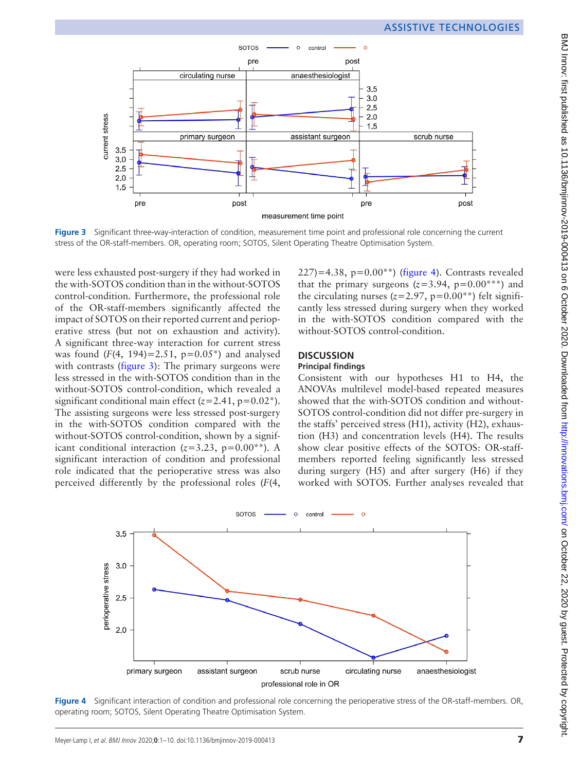Figure 3 Significant three-way-interaction of condition, measurement time point and professional role concerning the current stress of the OR-staff-members. OR, operating room; SOTOS, Silent Operating Theatre Optimisation System.

were less exhausted post-surgery if they had worked in the with-SOTOS condition than in the without-SOTOS control-condition. Furthermore, the professional role of the OR-staff-members significantly affected the impact of SOTOS on their reported current and perioperative stress (but not on exhaustion and activity). A significant three-way interaction for current stress was found ($F(4, 194)=2.51$, $p=0.05$*) and analysed with contrasts (figure 3): The primary surgeons were less stressed in the with-SOTOS condition than in the without-SOTOS control-condition, which revealed a significant conditional main effect ($z=2.41$, $p=0.02$*). The assisting surgeons were less stressed post-surgery in the with-SOTOS condition compared with the without-SOTOS control-condition, shown by a significant conditional interaction ($z=3.23$, $p=0.00$**). A significant interaction of condition and professional role indicated that the perioperative stress was also perceived differently by the professional roles ($F(4, 227)=4.38$, $p=0.00$**) (figure 4). Contrasts revealed that the primary surgeons ($z=3.94$, $p=0.00$***) and the circulating nurses ($z=2.97$, $p=0.00$**) felt significantly less stressed during surgery when they worked in the with-SOTOS condition compared with the without-SOTOS control-condition.

## DISCUSSION

### Principal findings

Consistent with our hypotheses H1 to H4, the ANOVAs multilevel model-based repeated measures showed that the with-SOTOS condition and without-SOTOS control-condition did not differ pre-surgery in the staffs' perceived stress (H1), activity (H2), exhaustion (H3) and concentration levels (H4). The results show clear positive effects of the SOTOS: OR-staff-members reported feeling significantly less stressed during surgery (H5) and after surgery (H6) if they worked with SOTOS. Further analyses revealed that

Figure 4 Significant interaction of condition and professional role concerning the perioperative stress of the OR-staff-members. OR, operating room; SOTOS, Silent Operating Theatre Optimisation System.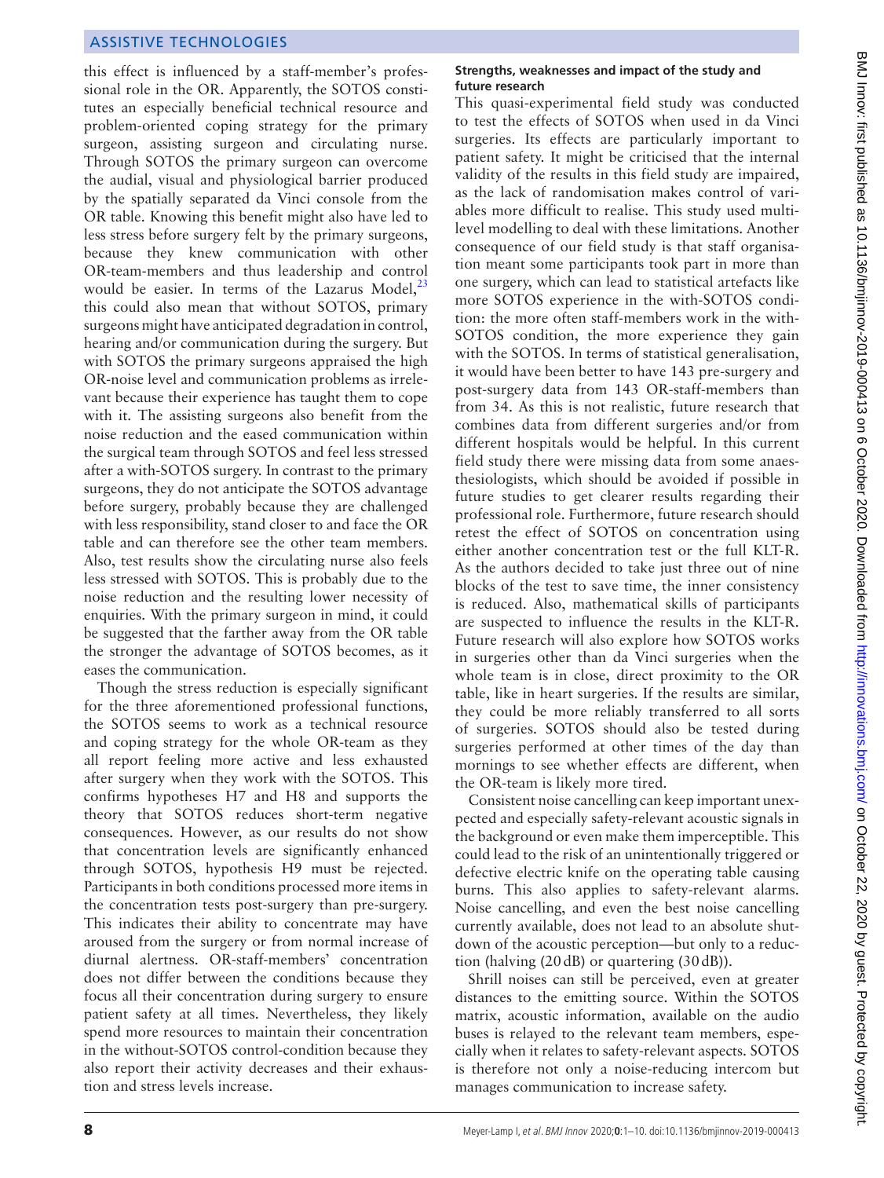this effect is influenced by a staff-member's professional role in the OR. Apparently, the SOTOS constitutes an especially beneficial technical resource and problem-oriented coping strategy for the primary surgeon, assisting surgeon and circulating nurse. Through SOTOS the primary surgeon can overcome the audial, visual and physiological barrier produced by the spatially separated da Vinci console from the OR table. Knowing this benefit might also have led to less stress before surgery felt by the primary surgeons, because they knew communication with other OR-team-members and thus leadership and control would be easier. In terms of the Lazarus Model,[23] this could also mean that without SOTOS, primary surgeons might have anticipated degradation in control, hearing and/or communication during the surgery. But with SOTOS the primary surgeons appraised the high OR-noise level and communication problems as irrelevant because their experience has taught them to cope with it. The assisting surgeons also benefit from the noise reduction and the eased communication within the surgical team through SOTOS and feel less stressed after a with-SOTOS surgery. In contrast to the primary surgeons, they do not anticipate the SOTOS advantage before surgery, probably because they are challenged with less responsibility, stand closer to and face the OR table and can therefore see the other team members. Also, test results show the circulating nurse also feels less stressed with SOTOS. This is probably due to the noise reduction and the resulting lower necessity of enquiries. With the primary surgeon in mind, it could be suggested that the farther away from the OR table the stronger the advantage of SOTOS becomes, as it eases the communication.

Though the stress reduction is especially significant for the three aforementioned professional functions, the SOTOS seems to work as a technical resource and coping strategy for the whole OR-team as they all report feeling more active and less exhausted after surgery when they work with the SOTOS. This confirms hypotheses H7 and H8 and supports the theory that SOTOS reduces short-term negative consequences. However, as our results do not show that concentration levels are significantly enhanced through SOTOS, hypothesis H9 must be rejected. Participants in both conditions processed more items in the concentration tests post-surgery than pre-surgery. This indicates their ability to concentrate may have aroused from the surgery or from normal increase of diurnal alertness. OR-staff-members' concentration does not differ between the conditions because they focus all their concentration during surgery to ensure patient safety at all times. Nevertheless, they likely spend more resources to maintain their concentration in the without-SOTOS control-condition because they also report their activity decreases and their exhaustion and stress levels increase.

#### Strengths, weaknesses and impact of the study and future research

This quasi-experimental field study was conducted to test the effects of SOTOS when used in da Vinci surgeries. Its effects are particularly important to patient safety. It might be criticised that the internal validity of the results in this field study are impaired, as the lack of randomisation makes control of variables more difficult to realise. This study used multilevel modelling to deal with these limitations. Another consequence of our field study is that staff organisation meant some participants took part in more than one surgery, which can lead to statistical artefacts like more SOTOS experience in the with-SOTOS condition: the more often staff-members work in the with-SOTOS condition, the more experience they gain with the SOTOS. In terms of statistical generalisation, it would have been better to have 143 pre-surgery and post-surgery data from 143 OR-staff-members than from 34. As this is not realistic, future research that combines data from different surgeries and/or from different hospitals would be helpful. In this current field study there were missing data from some anaesthesiologists, which should be avoided if possible in future studies to get clearer results regarding their professional role. Furthermore, future research should retest the effect of SOTOS on concentration using either another concentration test or the full KLT-R. As the authors decided to take just three out of nine blocks of the test to save time, the inner consistency is reduced. Also, mathematical skills of participants are suspected to influence the results in the KLT-R. Future research will also explore how SOTOS works in surgeries other than da Vinci surgeries when the whole team is in close, direct proximity to the OR table, like in heart surgeries. If the results are similar, they could be more reliably transferred to all sorts of surgeries. SOTOS should also be tested during surgeries performed at other times of the day than mornings to see whether effects are different, when the OR-team is likely more tired.

Consistent noise cancelling can keep important unexpected and especially safety-relevant acoustic signals in the background or even make them imperceptible. This could lead to the risk of an unintentionally triggered or defective electric knife on the operating table causing burns. This also applies to safety-relevant alarms. Noise cancelling, and even the best noise cancelling currently available, does not lead to an absolute shutdown of the acoustic perception—but only to a reduction (halving (20 dB) or quartering (30 dB)).

Shrill noises can still be perceived, even at greater distances to the emitting source. Within the SOTOS matrix, acoustic information, available on the audio buses is relayed to the relevant team members, especially when it relates to safety-relevant aspects. SOTOS is therefore not only a noise-reducing intercom but manages communication to increase safety.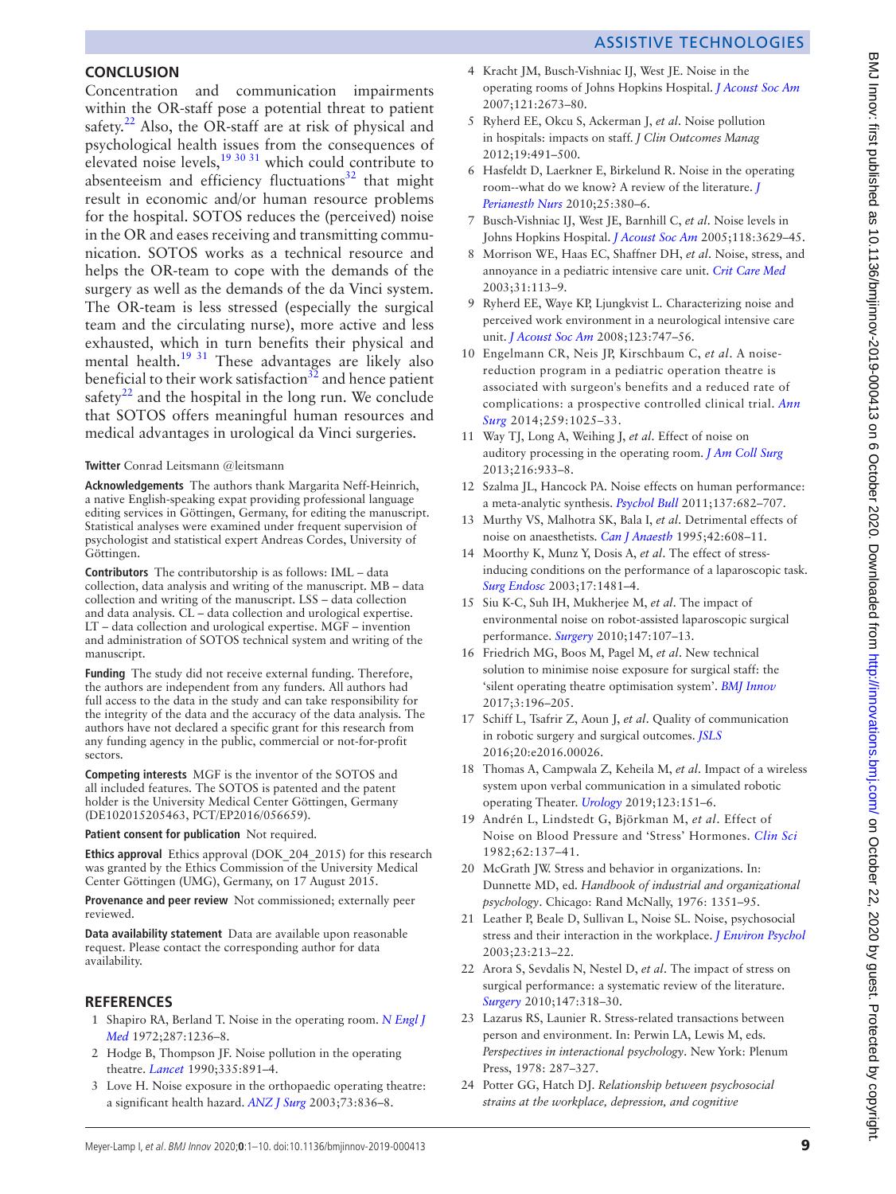## CONCLUSION

Concentration and communication impairments within the OR-staff pose a potential threat to patient safety.[22] Also, the OR-staff are at risk of physical and psychological health issues from the consequences of elevated noise levels,[19 30 31] which could contribute to absenteeism and efficiency fluctuations[32] that might result in economic and/or human resource problems for the hospital. SOTOS reduces the (perceived) noise in the OR and eases receiving and transmitting communication. SOTOS works as a technical resource and helps the OR-team to cope with the demands of the surgery as well as the demands of the da Vinci system. The OR-team is less stressed (especially the surgical team and the circulating nurse), more active and less exhausted, which in turn benefits their physical and mental health.[19 31] These advantages are likely also beneficial to their work satisfaction[32] and hence patient safety[22] and the hospital in the long run. We conclude that SOTOS offers meaningful human resources and medical advantages in urological da Vinci surgeries.

**Twitter** Conrad Leitsmann @leitsmann

**Acknowledgements** The authors thank Margarita Neff-Heinrich, a native English-speaking expat providing professional language editing services in Göttingen, Germany, for editing the manuscript. Statistical analyses were examined under frequent supervision of psychologist and statistical expert Andreas Cordes, University of Göttingen.

**Contributors** The contributorship is as follows: IML – data collection, data analysis and writing of the manuscript. MB – data collection and writing of the manuscript. LSS – data collection and data analysis. CL – data collection and urological expertise. LT – data collection and urological expertise. MGF – invention and administration of SOTOS technical system and writing of the manuscript.

**Funding** The study did not receive external funding. Therefore, the authors are independent from any funders. All authors had full access to the data in the study and can take responsibility for the integrity of the data and the accuracy of the data analysis. The authors have not declared a specific grant for this research from any funding agency in the public, commercial or not-for-profit sectors.

**Competing interests** MGF is the inventor of the SOTOS and all included features. The SOTOS is patented and the patent holder is the University Medical Center Göttingen, Germany (DE102015205463, PCT/EP2016/056659).

**Patient consent for publication** Not required.

**Ethics approval** Ethics approval (DOK_204_2015) for this research was granted by the Ethics Commission of the University Medical Center Göttingen (UMG), Germany, on 17 August 2015.

**Provenance and peer review** Not commissioned; externally peer reviewed.

**Data availability statement** Data are available upon reasonable request. Please contact the corresponding author for data availability.

## REFERENCES

1. Shapiro RA, Berland T. Noise in the operating room. *N Engl J Med* 1972;287:1236–8.
2. Hodge B, Thompson JF. Noise pollution in the operating theatre. *Lancet* 1990;335:891–4.
3. Love H. Noise exposure in the orthopaedic operating theatre: a significant health hazard. *ANZ J Surg* 2003;73:836–8.
4. Kracht JM, Busch-Vishniac IJ, West JE. Noise in the operating rooms of Johns Hopkins Hospital. *J Acoust Soc Am* 2007;121:2673–80.
5. Ryherd EE, Okcu S, Ackerman J, *et al*. Noise pollution in hospitals: impacts on staff. *J Clin Outcomes Manag* 2012;19:491–500.
6. Hasfeldt D, Laerkner E, Birkelund R. Noise in the operating room--what do we know? A review of the literature. *J Perianesth Nurs* 2010;25:380–6.
7. Busch-Vishniac IJ, West JE, Barnhill C, *et al*. Noise levels in Johns Hopkins Hospital. *J Acoust Soc Am* 2005;118:3629–45.
8. Morrison WE, Haas EC, Shaffner DH, *et al*. Noise, stress, and annoyance in a pediatric intensive care unit. *Crit Care Med* 2003;31:113–9.
9. Ryherd EE, Waye KP, Ljungkvist L. Characterizing noise and perceived work environment in a neurological intensive care unit. *J Acoust Soc Am* 2008;123:747–56.
10. Engelmann CR, Neis JP, Kirschbaum C, *et al*. A noise-reduction program in a pediatric operation theatre is associated with surgeon's benefits and a reduced rate of complications: a prospective controlled clinical trial. *Ann Surg* 2014;259:1025–33.
11. Way TJ, Long A, Weihing J, *et al*. Effect of noise on auditory processing in the operating room. *J Am Coll Surg* 2013;216:933–8.
12. Szalma JL, Hancock PA. Noise effects on human performance: a meta-analytic synthesis. *Psychol Bull* 2011;137:682–707.
13. Murthy VS, Malhotra SK, Bala I, *et al*. Detrimental effects of noise on anaesthetists. *Can J Anaesth* 1995;42:608–11.
14. Moorthy K, Munz Y, Dosis A, *et al*. The effect of stress-inducing conditions on the performance of a laparoscopic task. *Surg Endosc* 2003;17:1481–4.
15. Siu K-C, Suh IH, Mukherjee M, *et al*. The impact of environmental noise on robot-assisted laparoscopic surgical performance. *Surgery* 2010;147:107–13.
16. Friedrich MG, Boos M, Pagel M, *et al*. New technical solution to minimise noise exposure for surgical staff: the 'silent operating theatre optimisation system'. *BMJ Innov* 2017;3:196–205.
17. Schiff L, Tsafrir Z, Aoun J, *et al*. Quality of communication in robotic surgery and surgical outcomes. *JSLS* 2016;20:e2016.00026.
18. Thomas A, Campwala Z, Keheila M, *et al*. Impact of a wireless system upon verbal communication in a simulated robotic operating Theater. *Urology* 2019;123:151–6.
19. Andrén L, Lindstedt G, Björkman M, *et al*. Effect of Noise on Blood Pressure and 'Stress' Hormones. *Clin Sci* 1982;62:137–41.
20. McGrath JW. Stress and behavior in organizations. In: Dunnette MD, ed. *Handbook of industrial and organizational psychology*. Chicago: Rand McNally, 1976: 1351–95.
21. Leather P, Beale D, Sullivan L, Noise SL. Noise, psychosocial stress and their interaction in the workplace. *J Environ Psychol* 2003;23:213–22.
22. Arora S, Sevdalis N, Nestel D, *et al*. The impact of stress on surgical performance: a systematic review of the literature. *Surgery* 2010;147:318–30.
23. Lazarus RS, Launier R. Stress-related transactions between person and environment. In: Perwin LA, Lewis M, eds. *Perspectives in interactional psychology*. New York: Plenum Press, 1978: 287–327.
24. Potter GG, Hatch DJ. *Relationship between psychosocial strains at the workplace, depression, and cognitive*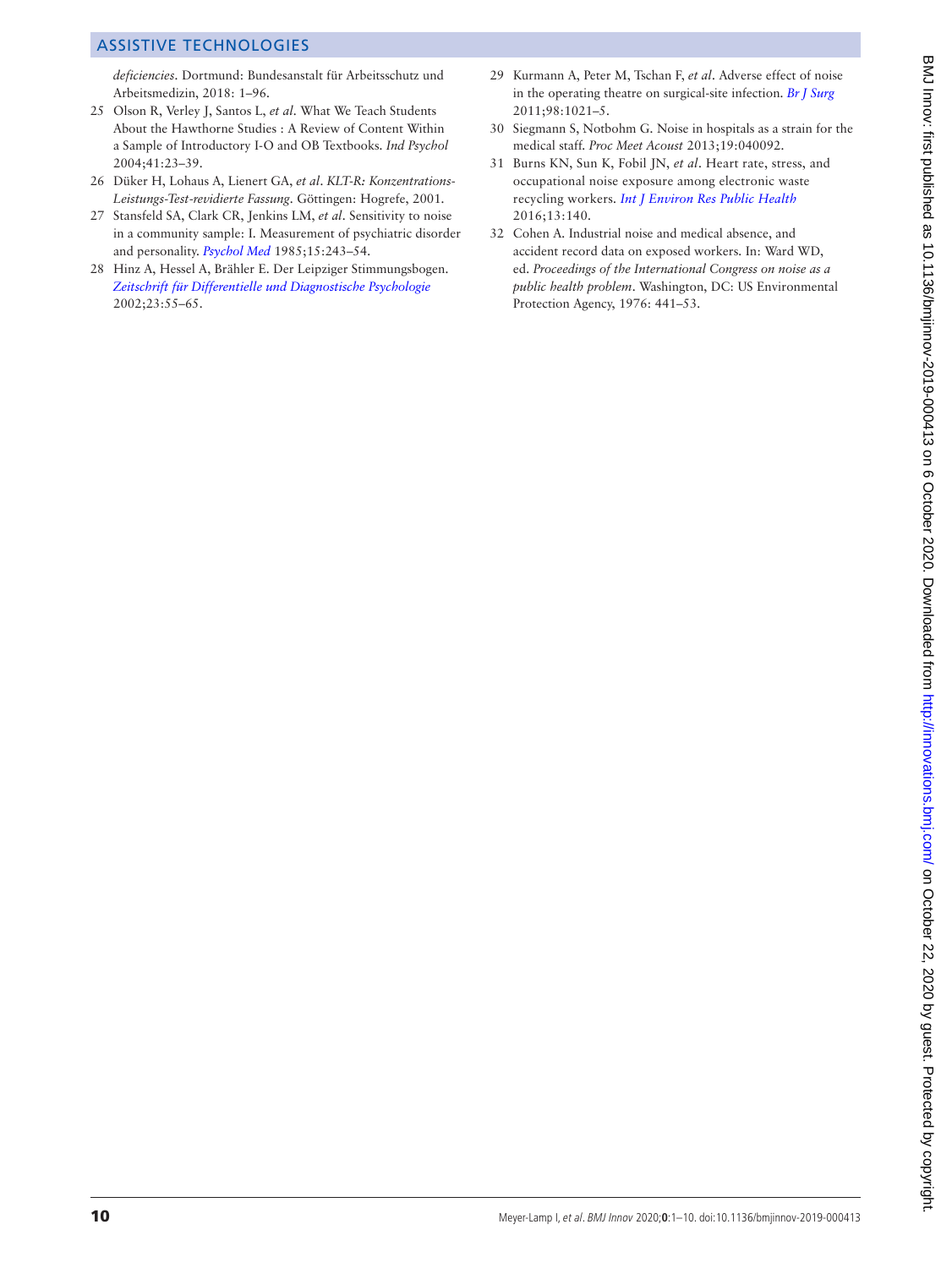*deficiencies*. Dortmund: Bundesanstalt für Arbeitsschutz und Arbeitsmedizin, 2018: 1–96.

25 Olson R, Verley J, Santos L, *et al*. What We Teach Students About the Hawthorne Studies : A Review of Content Within a Sample of Introductory I-O and OB Textbooks. *Ind Psychol* 2004;41:23–39.

26 Düker H, Lohaus A, Lienert GA, *et al*. *KLT-R: Konzentrations-Leistungs-Test-revidierte Fassung*. Göttingen: Hogrefe, 2001.

27 Stansfeld SA, Clark CR, Jenkins LM, *et al*. Sensitivity to noise in a community sample: I. Measurement of psychiatric disorder and personality. *Psychol Med* 1985;15:243–54.

28 Hinz A, Hessel A, Brähler E. Der Leipziger Stimmungsbogen. *Zeitschrift für Differentielle und Diagnostische Psychologie* 2002;23:55–65.

29 Kurmann A, Peter M, Tschan F, *et al*. Adverse effect of noise in the operating theatre on surgical-site infection. *Br J Surg* 2011;98:1021–5.

30 Siegmann S, Notbohm G. Noise in hospitals as a strain for the medical staff. *Proc Meet Acoust* 2013;19:040092.

31 Burns KN, Sun K, Fobil JN, *et al*. Heart rate, stress, and occupational noise exposure among electronic waste recycling workers. *Int J Environ Res Public Health* 2016;13:140.

32 Cohen A. Industrial noise and medical absence, and accident record data on exposed workers. In: Ward WD, ed. *Proceedings of the International Congress on noise as a public health problem*. Washington, DC: US Environmental Protection Agency, 1976: 441–53.